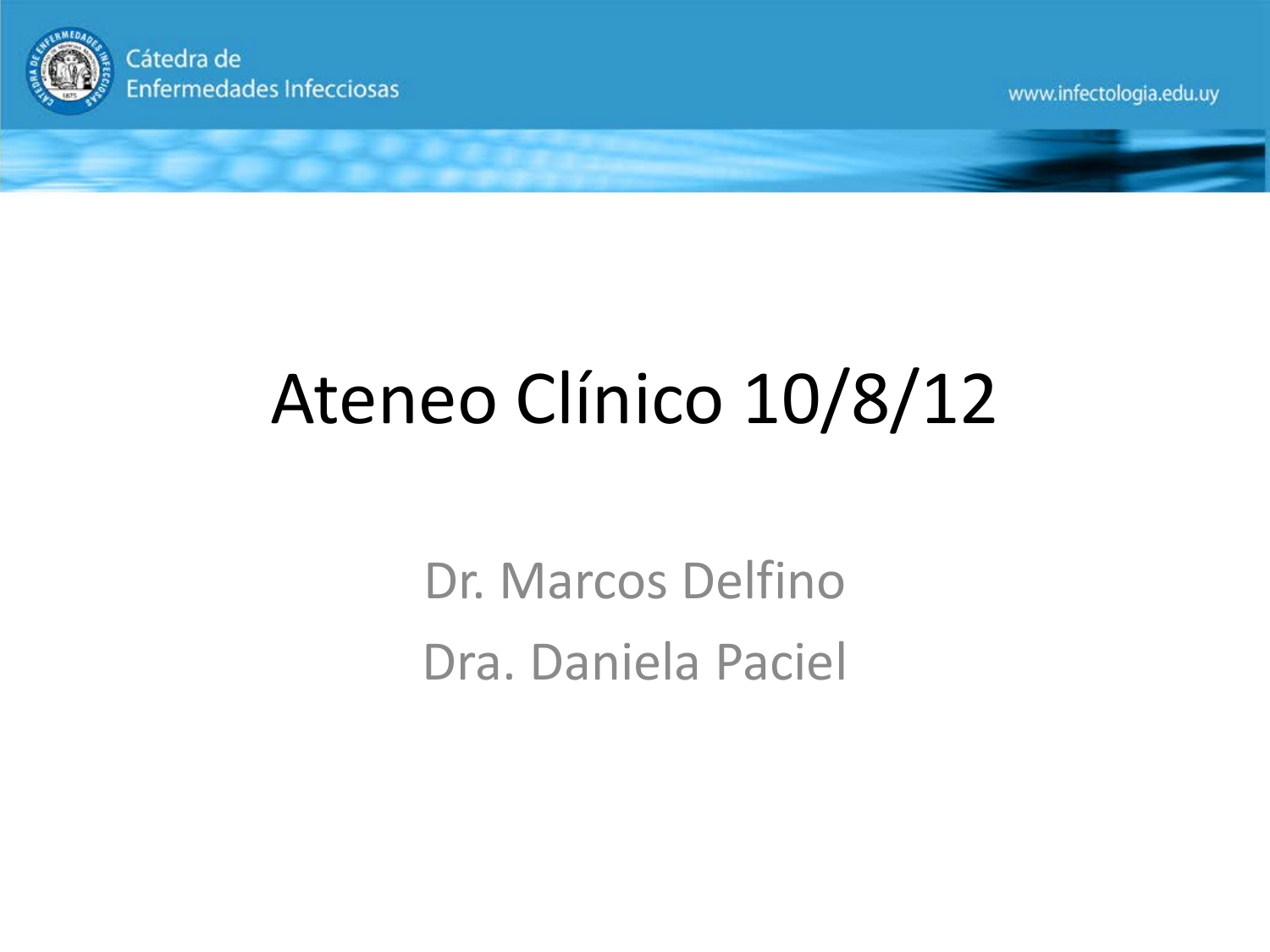Cátedra de Enfermedades Infecciosas

www.infectologia.edu.uy

# Ateneo Clínico 10/8/12

Dr. Marcos Delfino

Dra. Daniela Paciel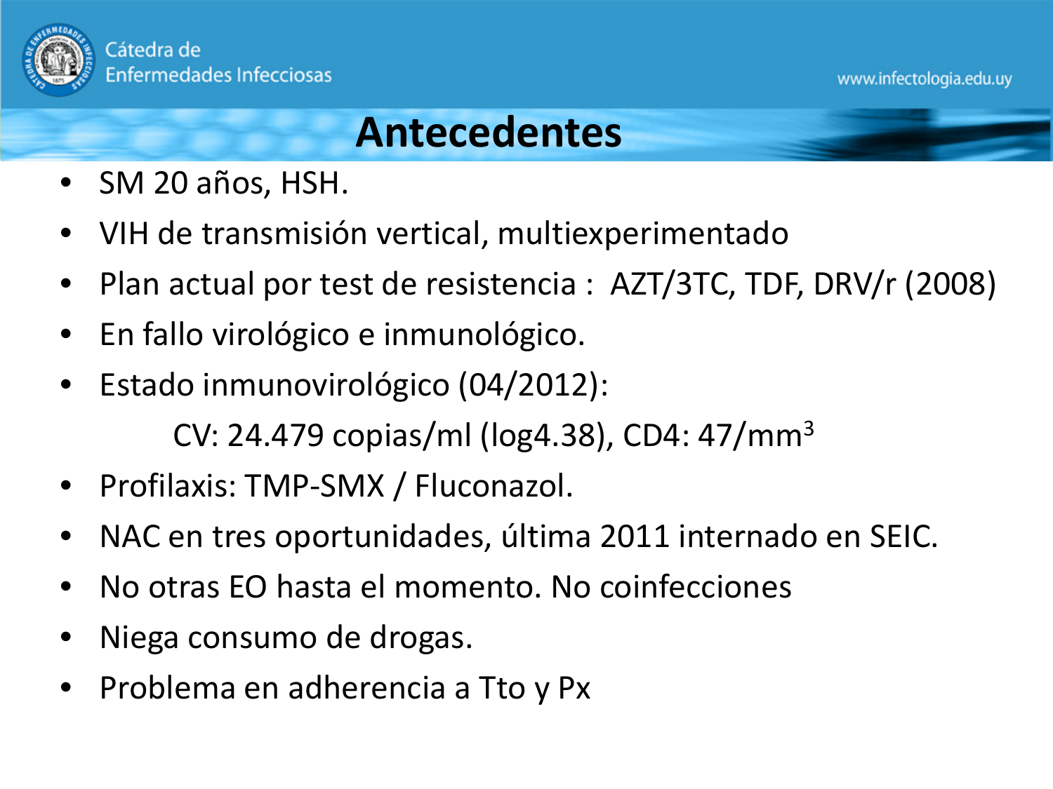# Antecedentes

- SM 20 años, HSH.
- VIH de transmisión vertical, multiexperimentado
- Plan actual por test de resistencia : AZT/3TC, TDF, DRV/r (2008)
- En fallo virológico e inmunológico.
- Estado inmunovirológico (04/2012):

  CV: 24.479 copias/ml (log4.38), CD4: 47/$mm^3$
- Profilaxis: TMP-SMX / Fluconazol.
- NAC en tres oportunidades, última 2011 internado en SEIC.
- No otras EO hasta el momento. No coinfecciones
- Niega consumo de drogas.
- Problema en adherencia a Tto y Px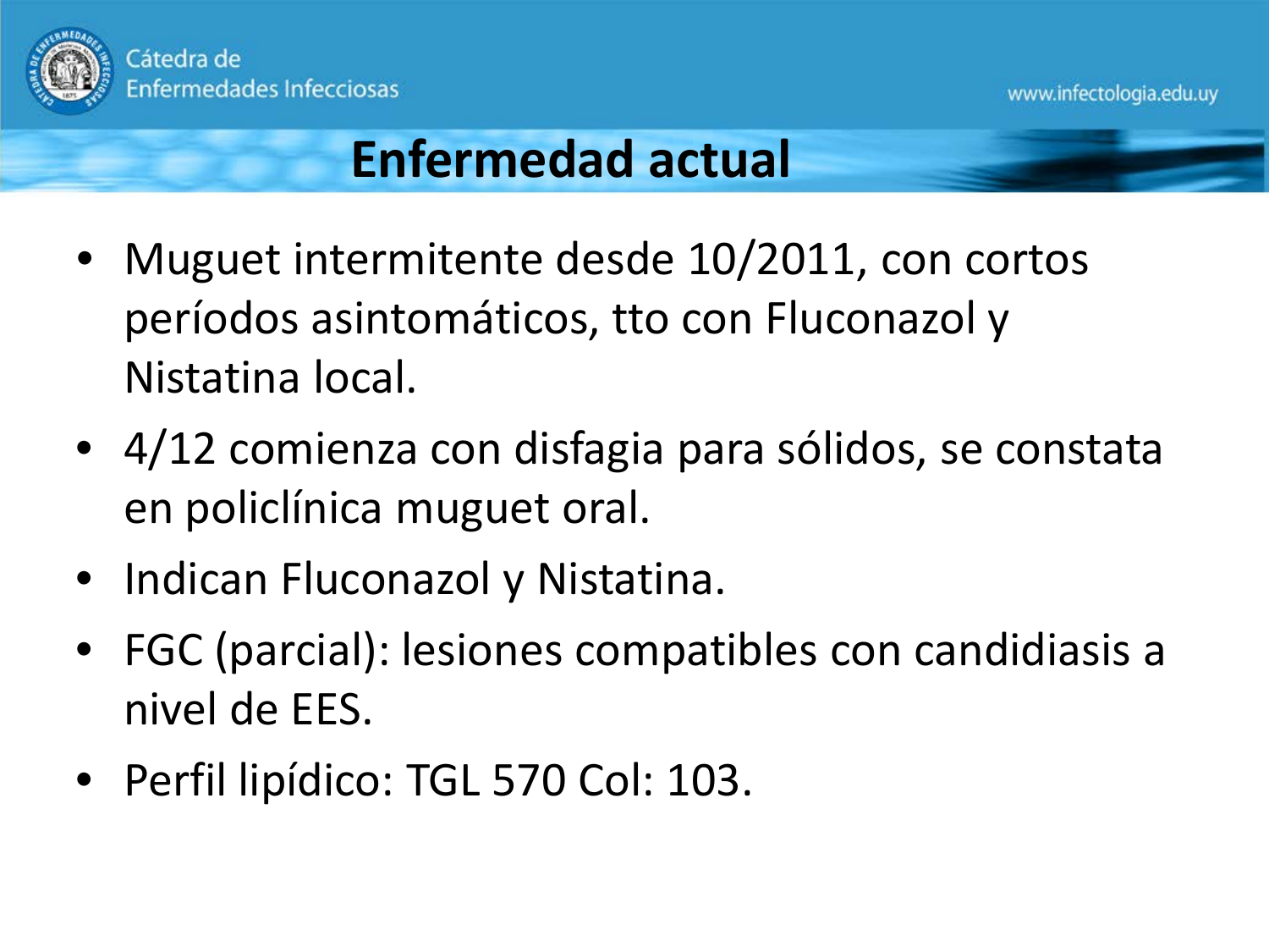## Enfermedad actual

- Muguet intermitente desde 10/2011, con cortos períodos asintomáticos, tto con Fluconazol y Nistatina local.
- 4/12 comienza con disfagia para sólidos, se constata en policlínica muguet oral.
- Indican Fluconazol y Nistatina.
- FGC (parcial): lesiones compatibles con candidiasis a nivel de EES.
- Perfil lipídico: TGL 570 Col: 103.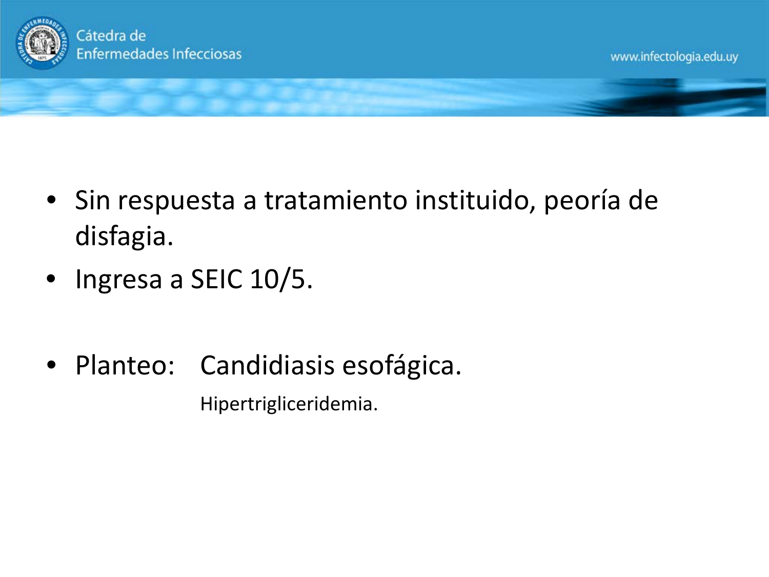- Sin respuesta a tratamiento instituido, peoría de disfagia.
- Ingresa a SEIC 10/5.
- Planteo: Candidiasis esofágica.

  Hipertrigliceridemia.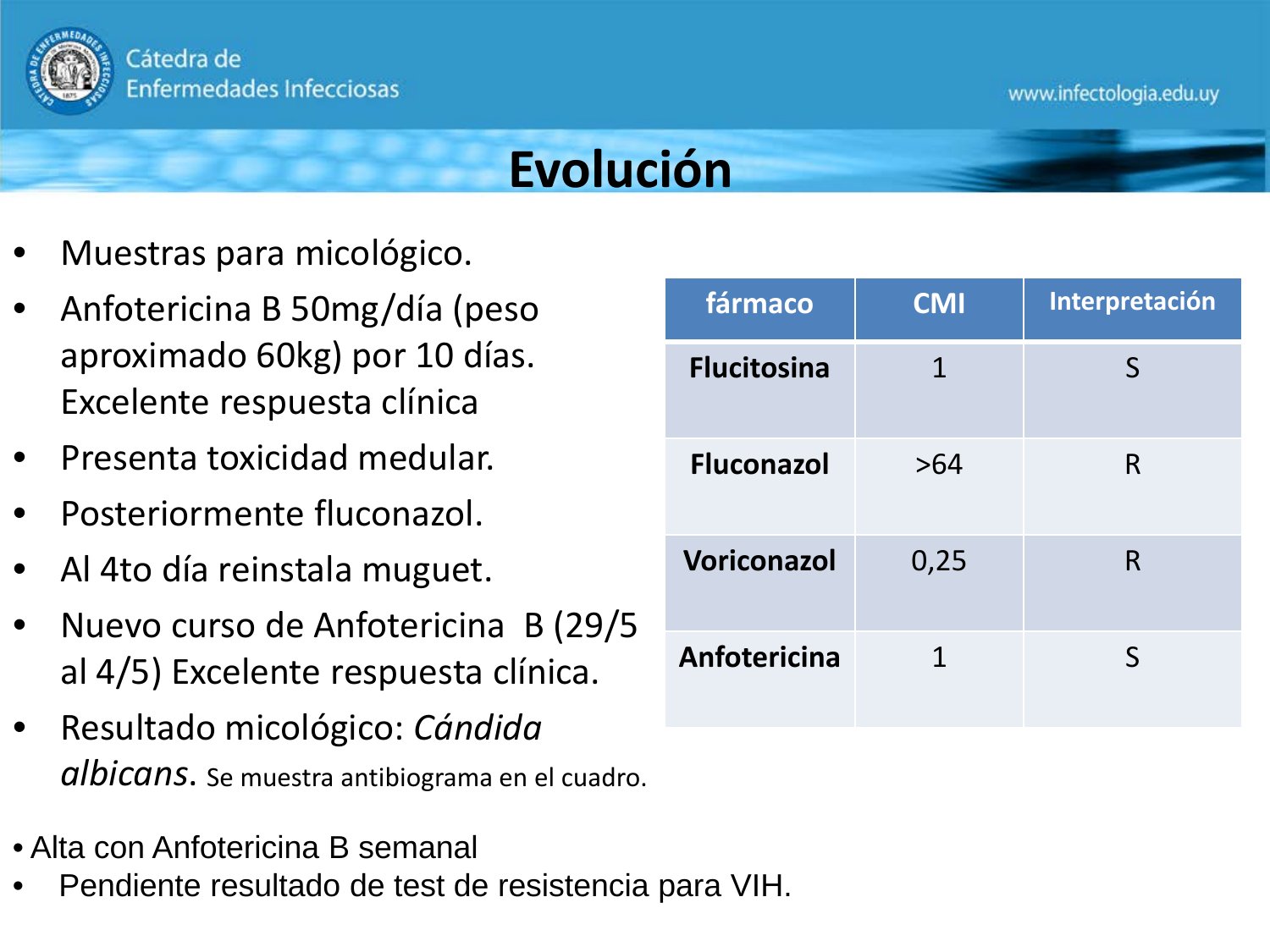# Evolución

- Muestras para micológico.
- Anfotericina B 50mg/día (peso aproximado 60kg) por 10 días. Excelente respuesta clínica
- Presenta toxicidad medular.
- Posteriormente fluconazol.
- Al 4to día reinstala muguet.
- Nuevo curso de Anfotericina B (29/5 al 4/5) Excelente respuesta clínica.
- Resultado micológico: *Cándida albicans*. Se muestra antibiograma en el cuadro.

| fármaco | CMI | Interpretación |
|---|---|---|
| **Flucitosina** | 1 | S |
| **Fluconazol** | >64 | R |
| **Voriconazol** | 0,25 | R |
| **Anfotericina** | 1 | S |

- Alta con Anfotericina B semanal
- Pendiente resultado de test de resistencia para VIH.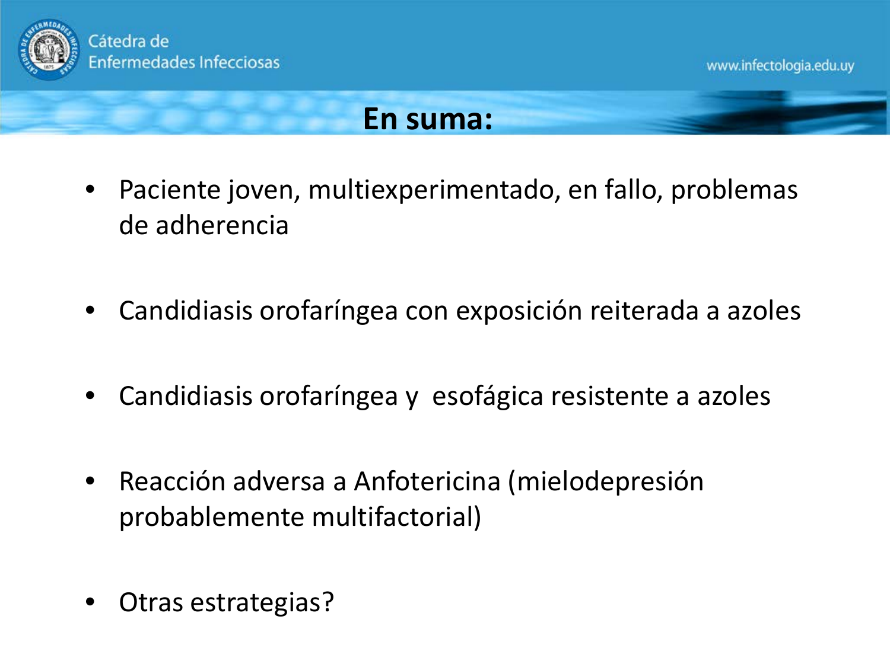# En suma:

- Paciente joven, multiexperimentado, en fallo, problemas de adherencia
- Candidiasis orofaríngea con exposición reiterada a azoles
- Candidiasis orofaríngea y esofágica resistente a azoles
- Reacción adversa a Anfotericina (mielodepresión probablemente multifactorial)
- Otras estrategias?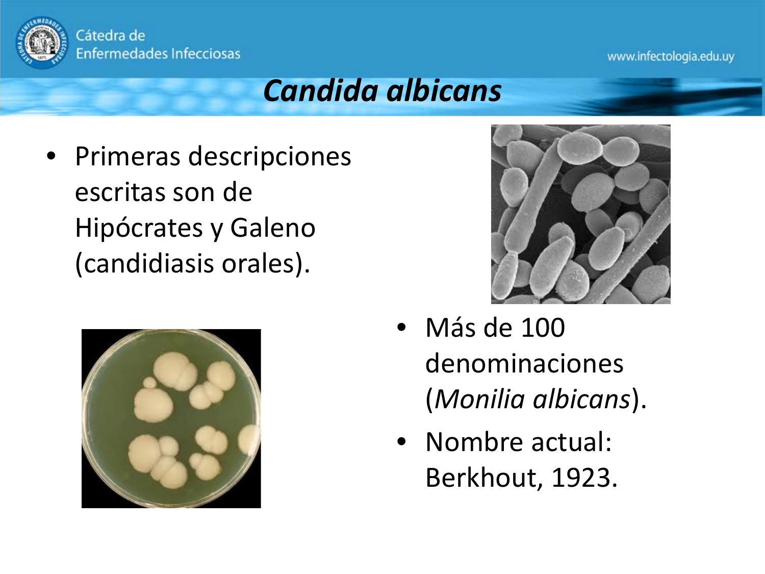# *Candida albicans*

- Primeras descripciones escritas son de Hipócrates y Galeno (candidiasis orales).

- Más de 100 denominaciones (*Monilia albicans*).
- Nombre actual: Berkhout, 1923.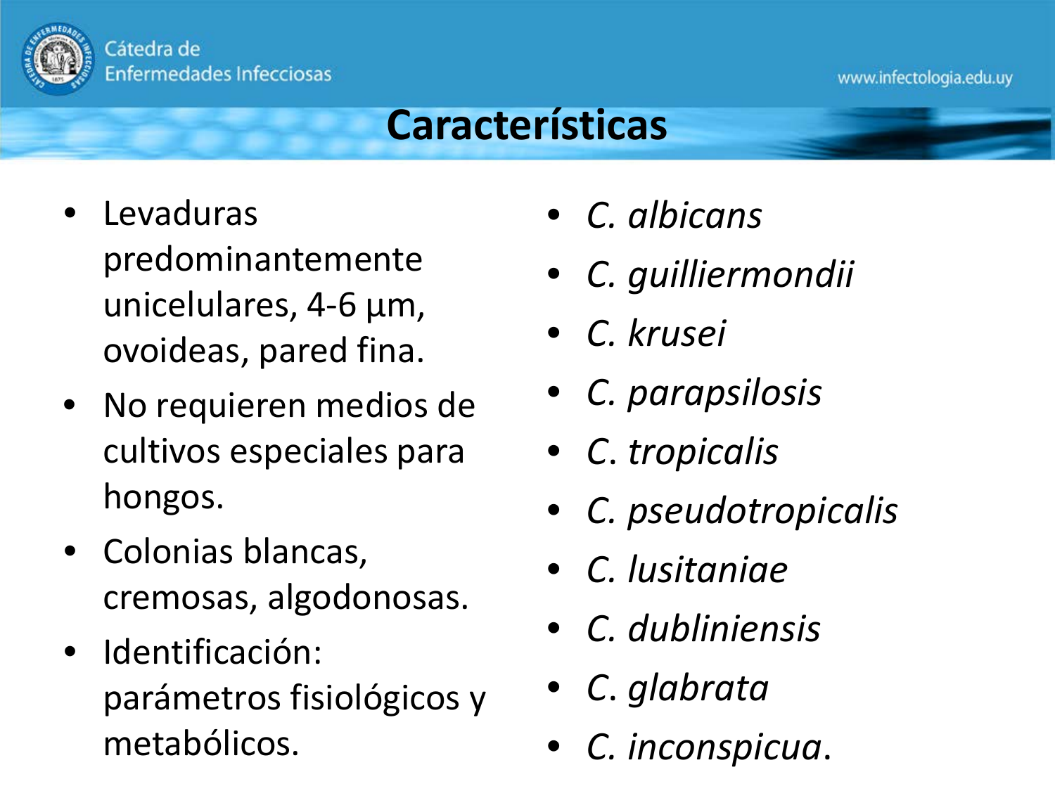# Características

- Levaduras predominantemente unicelulares, 4-6 µm, ovoideas, pared fina.
- No requieren medios de cultivos especiales para hongos.
- Colonias blancas, cremosas, algodonosas.
- Identificación: parámetros fisiológicos y metabólicos.

- *C. albicans*
- *C. guilliermondii*
- *C. krusei*
- *C. parapsilosis*
- *C. tropicalis*
- *C. pseudotropicalis*
- *C. lusitaniae*
- *C. dubliniensis*
- *C. glabrata*
- *C. inconspicua*.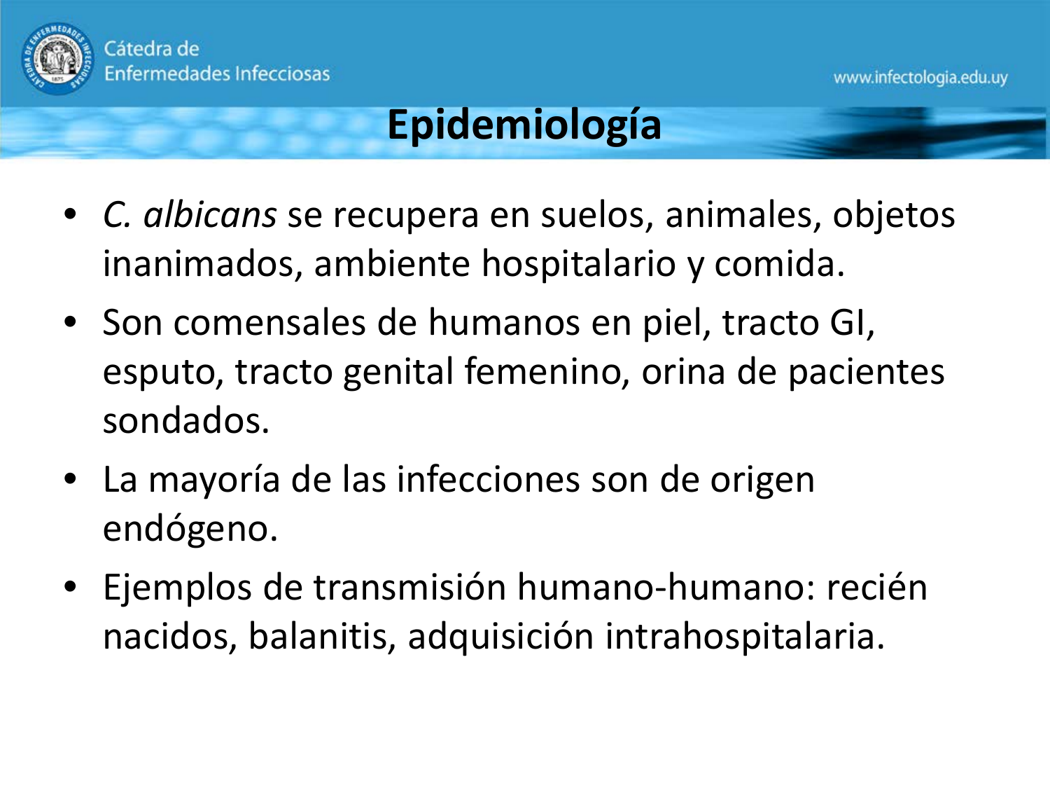# Epidemiología

- *C. albicans* se recupera en suelos, animales, objetos inanimados, ambiente hospitalario y comida.
- Son comensales de humanos en piel, tracto GI, esputo, tracto genital femenino, orina de pacientes sondados.
- La mayoría de las infecciones son de origen endógeno.
- Ejemplos de transmisión humano-humano: recién nacidos, balanitis, adquisición intrahospitalaria.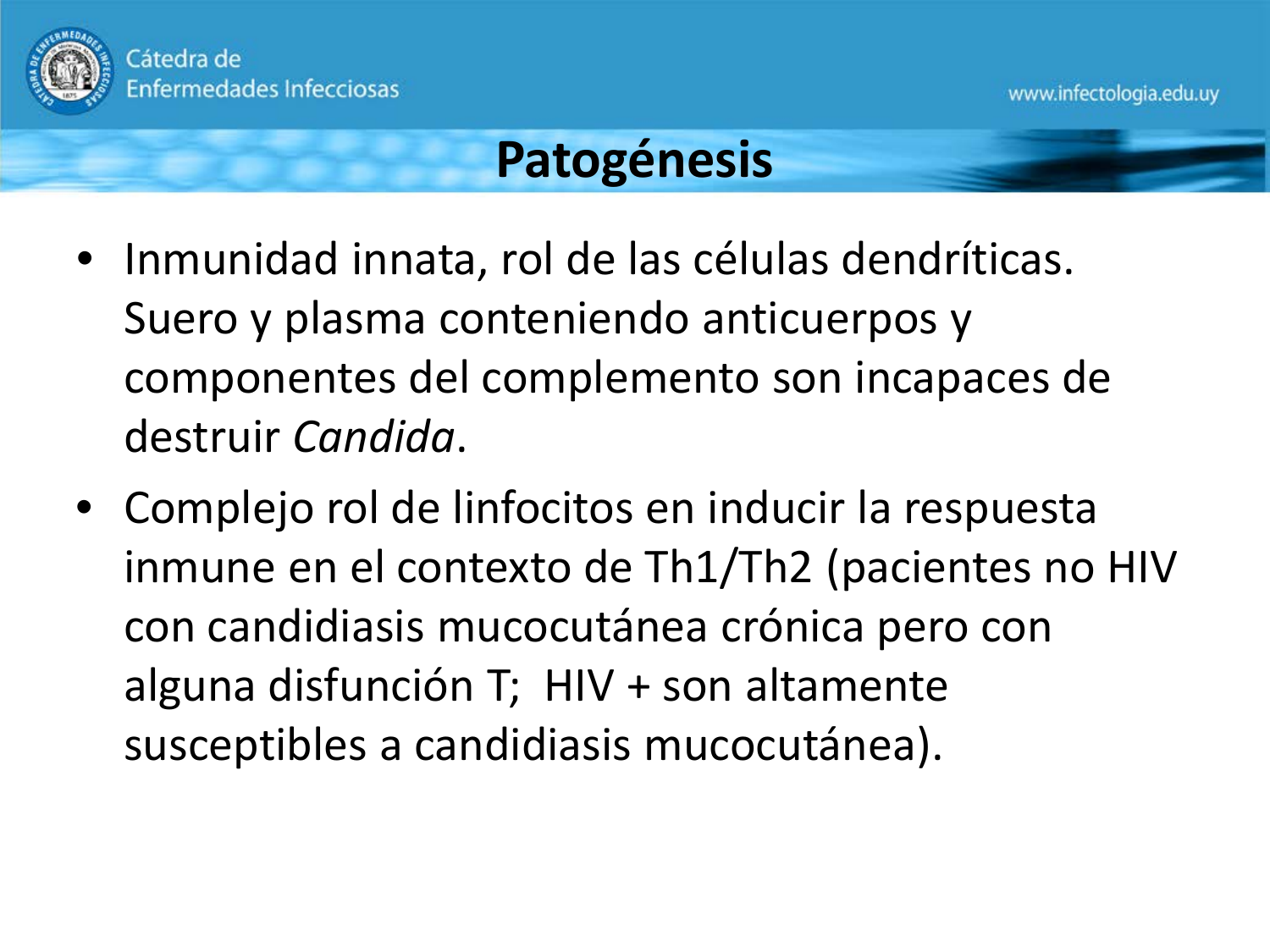# Patogénesis

- Inmunidad innata, rol de las células dendríticas. Suero y plasma conteniendo anticuerpos y componentes del complemento son incapaces de destruir *Candida*.
- Complejo rol de linfocitos en inducir la respuesta inmune en el contexto de Th1/Th2 (pacientes no HIV con candidiasis mucocutánea crónica pero con alguna disfunción T; HIV + son altamente susceptibles a candidiasis mucocutánea).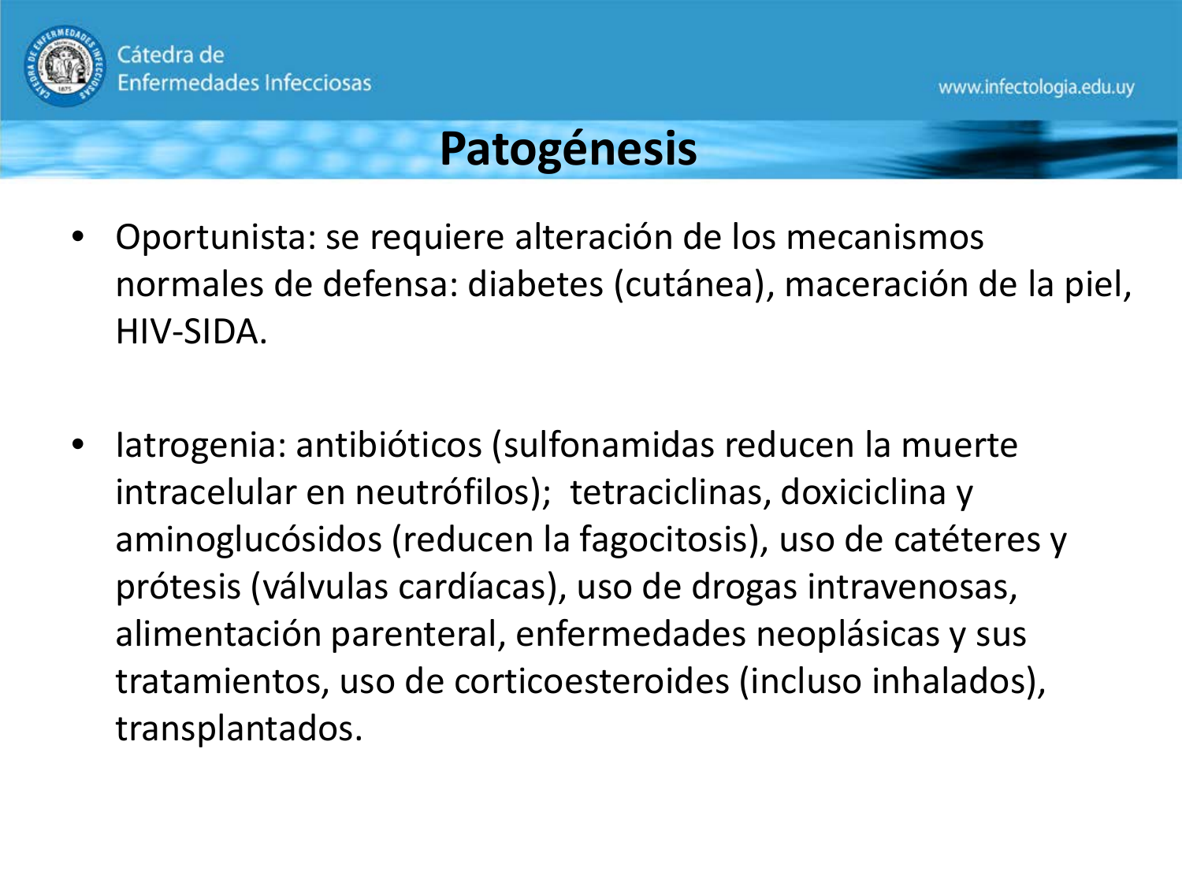# Patogénesis

- Oportunista: se requiere alteración de los mecanismos normales de defensa: diabetes (cutánea), maceración de la piel, HIV-SIDA.

- Iatrogenia: antibióticos (sulfonamidas reducen la muerte intracelular en neutrófilos); tetraciclinas, doxiciclina y aminoglucósidos (reducen la fagocitosis), uso de catéteres y prótesis (válvulas cardíacas), uso de drogas intravenosas, alimentación parenteral, enfermedades neoplásicas y sus tratamientos, uso de corticoesteroides (incluso inhalados), transplantados.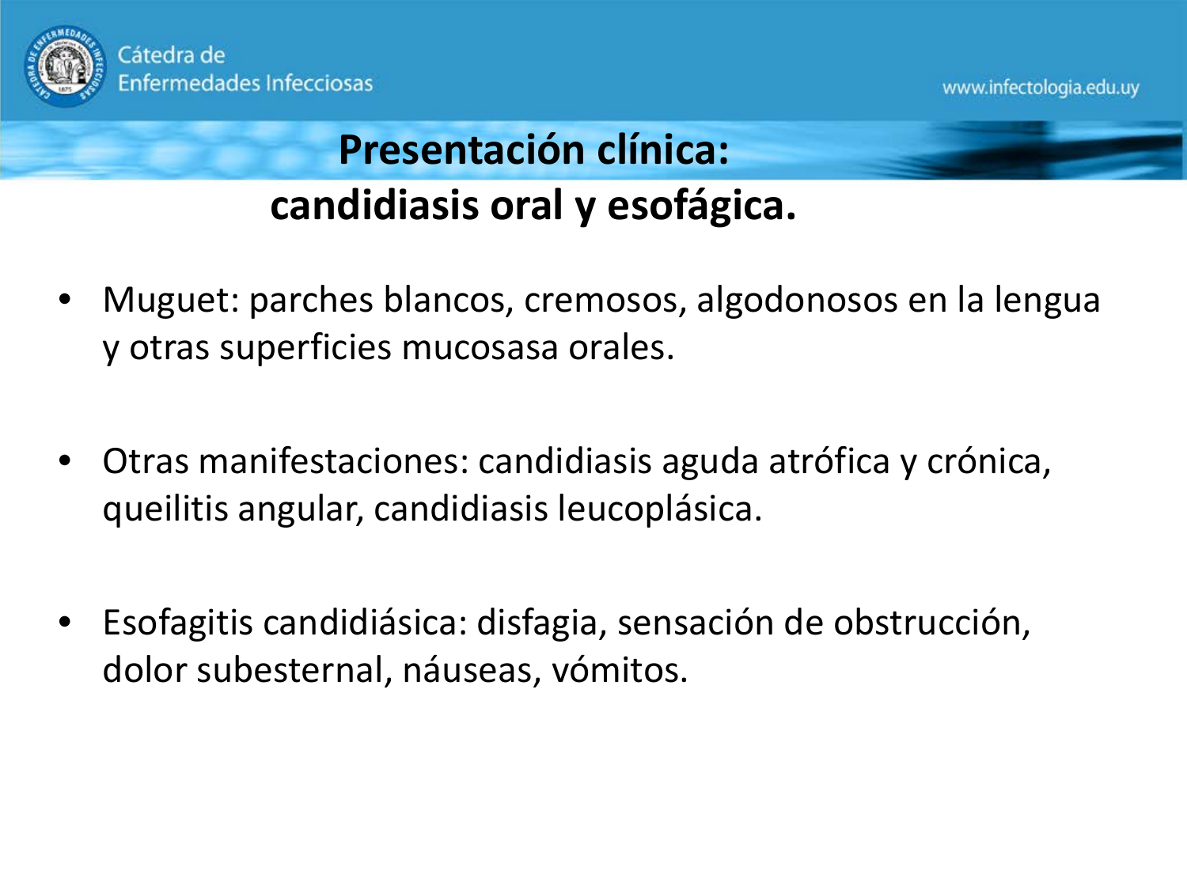# Presentación clínica: candidiasis oral y esofágica.

- Muguet: parches blancos, cremosos, algodonosos en la lengua y otras superficies mucosasa orales.

- Otras manifestaciones: candidiasis aguda atrófica y crónica, queilitis angular, candidiasis leucoplásica.

- Esofagitis candidiásica: disfagia, sensación de obstrucción, dolor subesternal, náuseas, vómitos.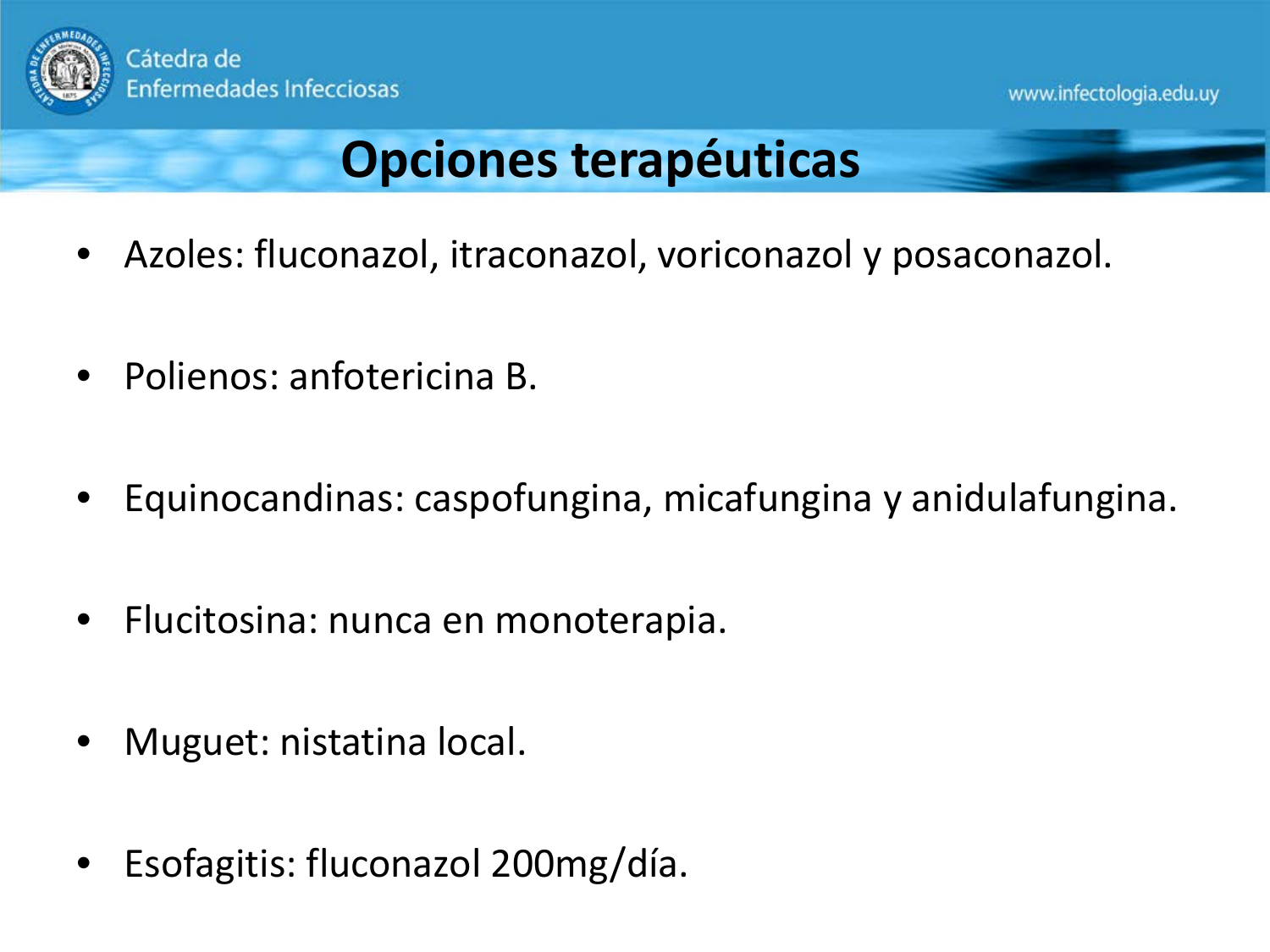# Opciones terapéuticas

- Azoles: fluconazol, itraconazol, voriconazol y posaconazol.
- Polienos: anfotericina B.
- Equinocandinas: caspofungina, micafungina y anidulafungina.
- Flucitosina: nunca en monoterapia.
- Muguet: nistatina local.
- Esofagitis: fluconazol 200mg/día.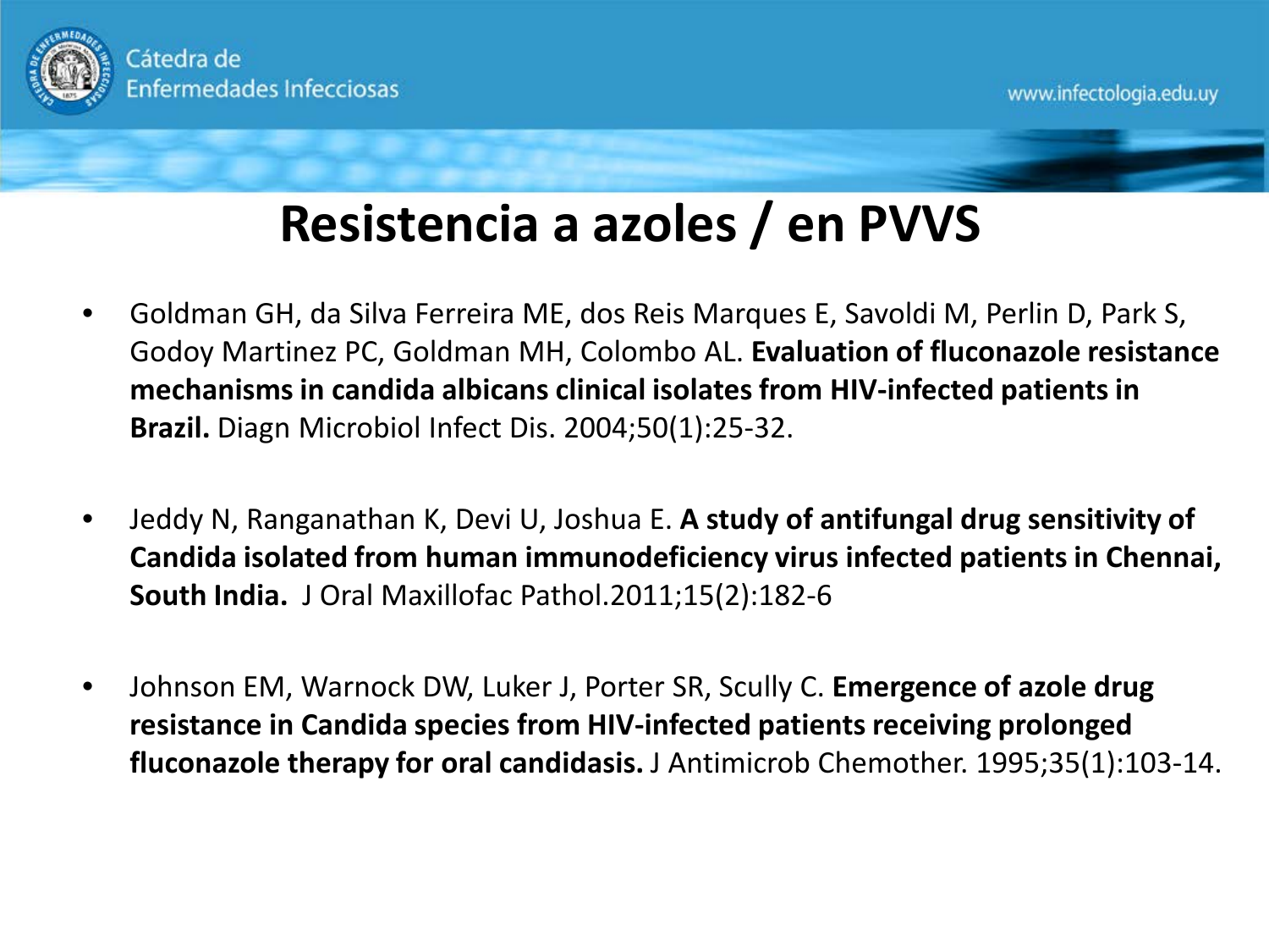# Resistencia a azoles / en PVVS

- Goldman GH, da Silva Ferreira ME, dos Reis Marques E, Savoldi M, Perlin D, Park S, Godoy Martinez PC, Goldman MH, Colombo AL. **Evaluation of fluconazole resistance mechanisms in candida albicans clinical isolates from HIV-infected patients in Brazil.** Diagn Microbiol Infect Dis. 2004;50(1):25-32.

- Jeddy N, Ranganathan K, Devi U, Joshua E. **A study of antifungal drug sensitivity of Candida isolated from human immunodeficiency virus infected patients in Chennai, South India.** J Oral Maxillofac Pathol.2011;15(2):182-6

- Johnson EM, Warnock DW, Luker J, Porter SR, Scully C. **Emergence of azole drug resistance in Candida species from HIV-infected patients receiving prolonged fluconazole therapy for oral candidasis.** J Antimicrob Chemother. 1995;35(1):103-14.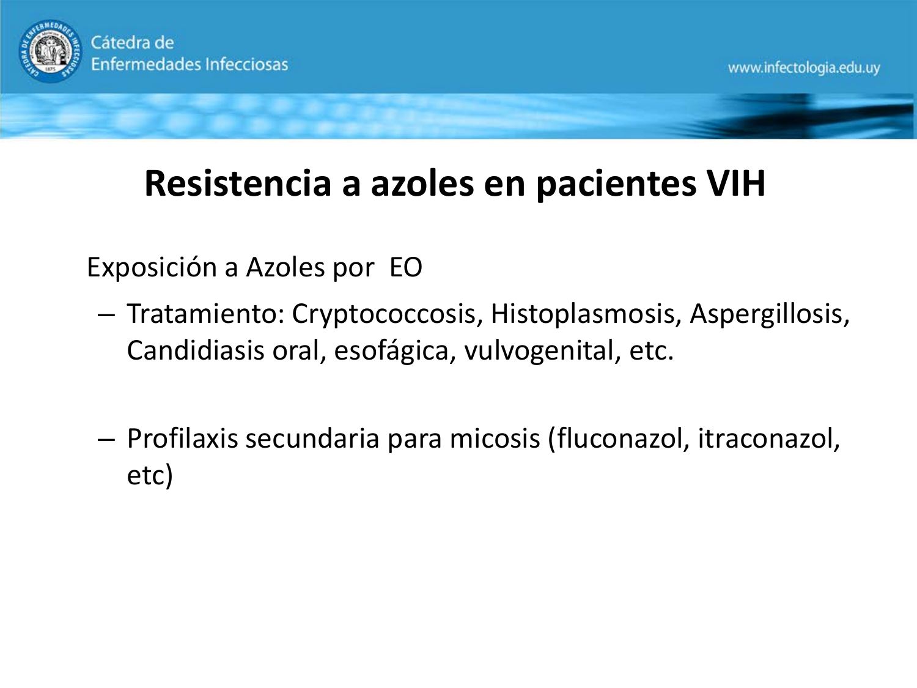# Resistencia a azoles en pacientes VIH

Exposición a Azoles por EO

- Tratamiento: Cryptococcosis, Histoplasmosis, Aspergillosis, Candidiasis oral, esofágica, vulvogenital, etc.

- Profilaxis secundaria para micosis (fluconazol, itraconazol, etc)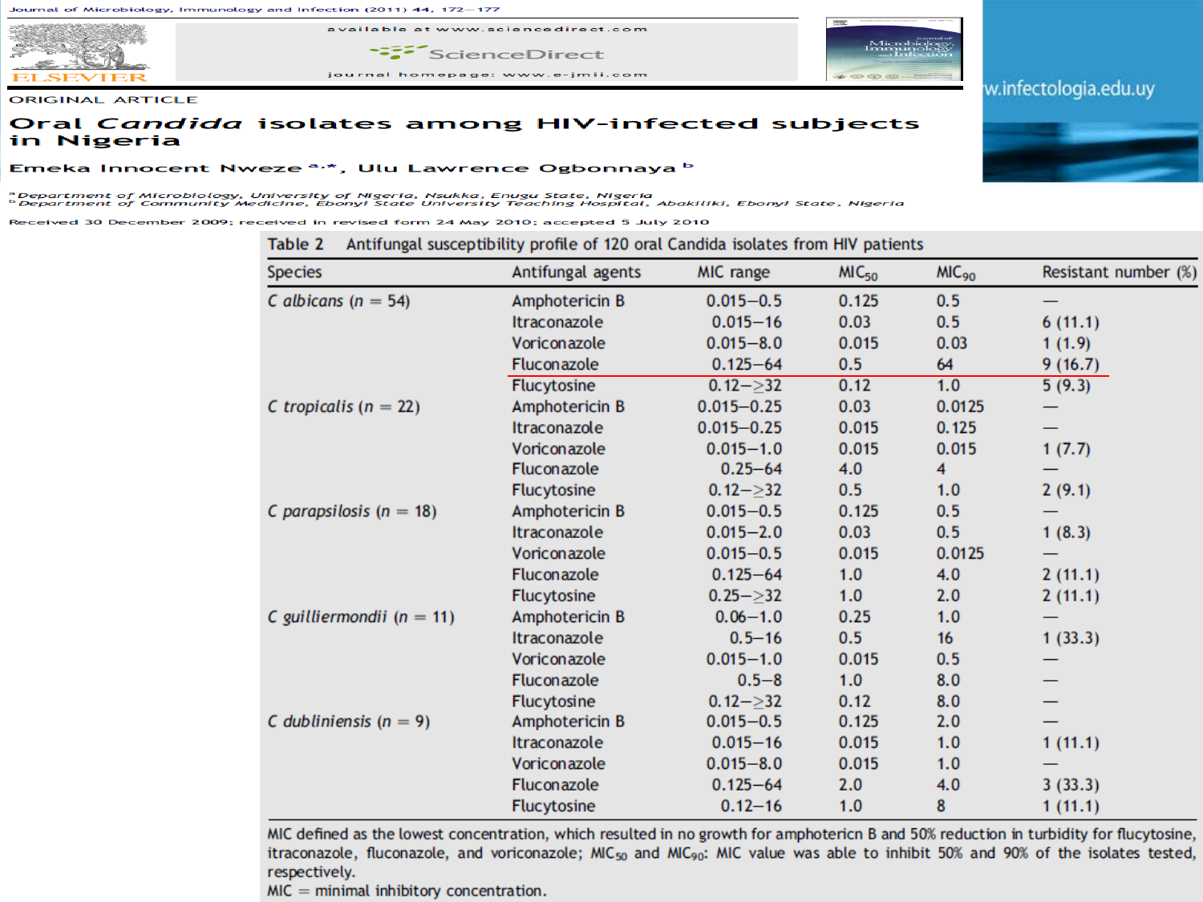Journal of Microbiology, Immunology and Infection (2011) 44, 172—177

available at www.sciencedirect.com

ScienceDirect

journal homepage: www.e-jmii.com

w.infectologia.edu.uy

ORIGINAL ARTICLE

# Oral *Candida* isolates among HIV-infected subjects in Nigeria

Emeka Innocent Nweze [a,*], Ulu Lawrence Ogbonnaya [b]

[a] Department of Microbiology, University of Nigeria, Nsukka, Enugu State, Nigeria
[b] Department of Community Medicine, Ebonyi State University Teaching Hospital, Abakiliki, Ebonyi State, Nigeria

Received 30 December 2009; received in revised form 24 May 2010; accepted 5 July 2010

**Table 2** Antifungal susceptibility profile of 120 oral Candida isolates from HIV patients

| Species | Antifungal agents | MIC range | $MIC_{50}$ | $MIC_{90}$ | Resistant number (%) |
|---|---|---|---|---|---|
| *C albicans* (n = 54) | Amphotericin B | 0.015–0.5 | 0.125 | 0.5 | — |
| | Itraconazole | 0.015–16 | 0.03 | 0.5 | 6 (11.1) |
| | Voriconazole | 0.015–8.0 | 0.015 | 0.03 | 1 (1.9) |
| | Fluconazole | 0.125–64 | 0.5 | 64 | 9 (16.7) |
| | Flucytosine | 0.12–≥32 | 0.12 | 1.0 | 5 (9.3) |
| *C tropicalis* (n = 22) | Amphotericin B | 0.015–0.25 | 0.03 | 0.0125 | — |
| | Itraconazole | 0.015–0.25 | 0.015 | 0.125 | — |
| | Voriconazole | 0.015–1.0 | 0.015 | 0.015 | 1 (7.7) |
| | Fluconazole | 0.25–64 | 4.0 | 4 | — |
| | Flucytosine | 0.12–≥32 | 0.5 | 1.0 | 2 (9.1) |
| *C parapsilosis* (n = 18) | Amphotericin B | 0.015–0.5 | 0.125 | 0.5 | — |
| | Itraconazole | 0.015–2.0 | 0.03 | 0.5 | 1 (8.3) |
| | Voriconazole | 0.015–0.5 | 0.015 | 0.0125 | — |
| | Fluconazole | 0.125–64 | 1.0 | 4.0 | 2 (11.1) |
| | Flucytosine | 0.25–≥32 | 1.0 | 2.0 | 2 (11.1) |
| *C guilliermondii* (n = 11) | Amphotericin B | 0.06–1.0 | 0.25 | 1.0 | — |
| | Itraconazole | 0.5–16 | 0.5 | 16 | 1 (33.3) |
| | Voriconazole | 0.015–1.0 | 0.015 | 0.5 | — |
| | Fluconazole | 0.5–8 | 1.0 | 8.0 | — |
| | Flucytosine | 0.12–≥32 | 0.12 | 8.0 | — |
| *C dubliniensis* (n = 9) | Amphotericin B | 0.015–0.5 | 0.125 | 2.0 | — |
| | Itraconazole | 0.015–16 | 0.015 | 1.0 | 1 (11.1) |
| | Voriconazole | 0.015–8.0 | 0.015 | 1.0 | — |
| | Fluconazole | 0.125–64 | 2.0 | 4.0 | 3 (33.3) |
| | Flucytosine | 0.12–16 | 1.0 | 8 | 1 (11.1) |

MIC defined as the lowest concentration, which resulted in no growth for amphotericn B and 50% reduction in turbidity for flucytosine, itraconazole, fluconazole, and voriconazole; $MIC_{50}$ and $MIC_{90}$: MIC value was able to inhibit 50% and 90% of the isolates tested, respectively.
MIC = minimal inhibitory concentration.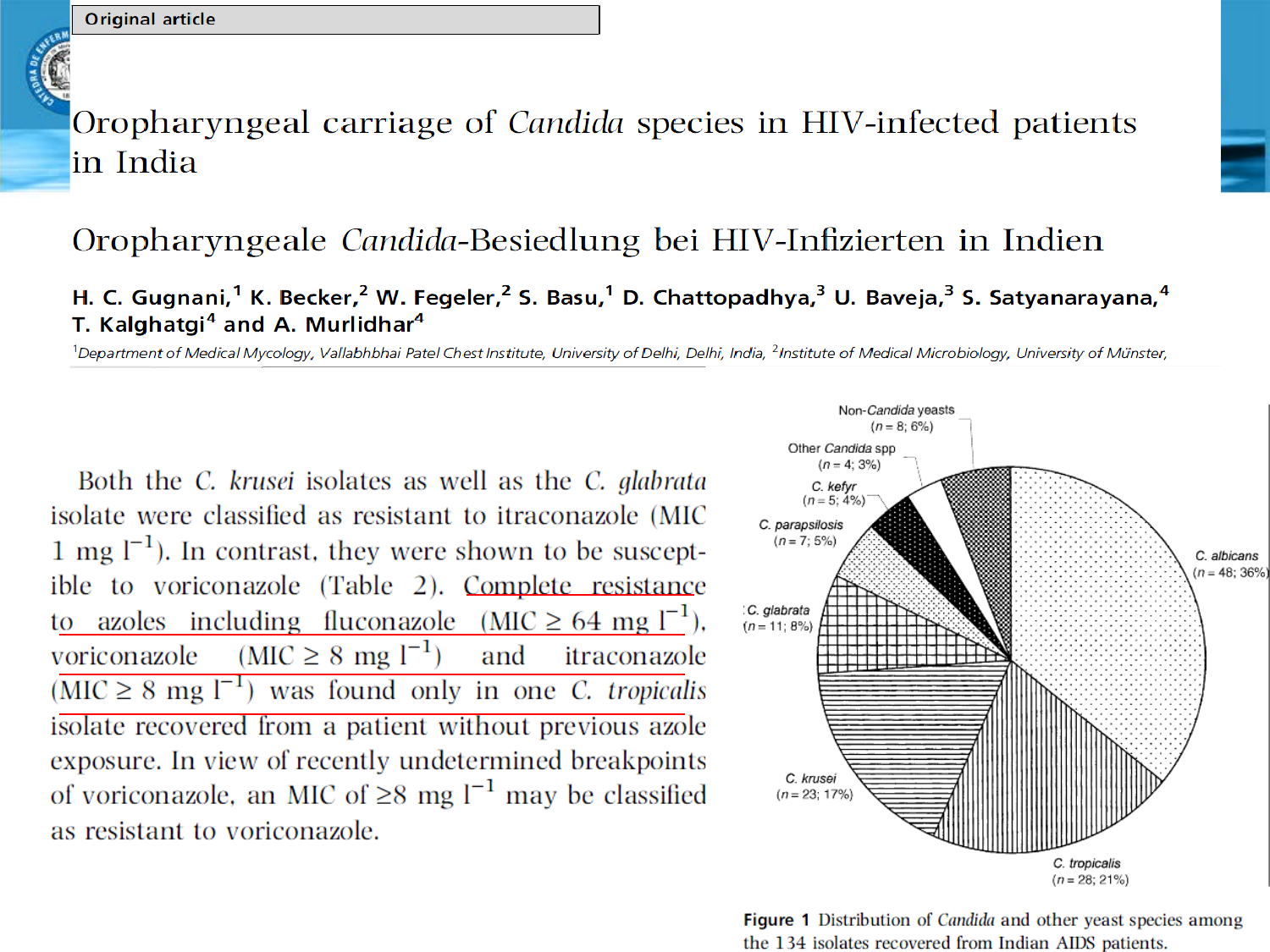Original article

# Oropharyngeal carriage of *Candida* species in HIV-infected patients in India

## Oropharyngeale *Candida*-Besiedlung bei HIV-Infizierten in Indien

**H. C. Gugnani,[1] K. Becker,[2] W. Fegeler,[2] S. Basu,[1] D. Chattopadhya,[3] U. Baveja,[3] S. Satyanarayana,[4] T. Kalghatgi[4] and A. Murlidhar[4]**

[1]*Department of Medical Mycology, Vallabhbhai Patel Chest Institute, University of Delhi, Delhi, India,* [2]*Institute of Medical Microbiology, University of Münster,*

Both the *C. krusei* isolates as well as the *C. glabrata* isolate were classified as resistant to itraconazole (MIC 1 mg $l^{-1}$). In contrast, they were shown to be susceptible to voriconazole (Table 2). Complete resistance to azoles including fluconazole (MIC $\geq$ 64 mg $l^{-1}$), voriconazole (MIC $\geq$ 8 mg $l^{-1}$) and itraconazole (MIC $\geq$ 8 mg $l^{-1}$) was found only in one *C. tropicalis* isolate recovered from a patient without previous azole exposure. In view of recently undetermined breakpoints of voriconazole, an MIC of $\geq$8 mg $l^{-1}$ may be classified as resistant to voriconazole.

Non-*Candida* yeasts ($n$ = 8; 6%)
Other *Candida* spp ($n$ = 4; 3%)
*C. kefyr* ($n$ = 5; 4%)
*C. parapsilosis* ($n$ = 7; 5%)
*C. glabrata* ($n$ = 11; 8%)
*C. albicans* ($n$ = 48; 36%)
*C. krusei* ($n$ = 23; 17%)
*C. tropicalis* ($n$ = 28; 21%)

**Figure 1** Distribution of *Candida* and other yeast species among the 134 isolates recovered from Indian AIDS patients.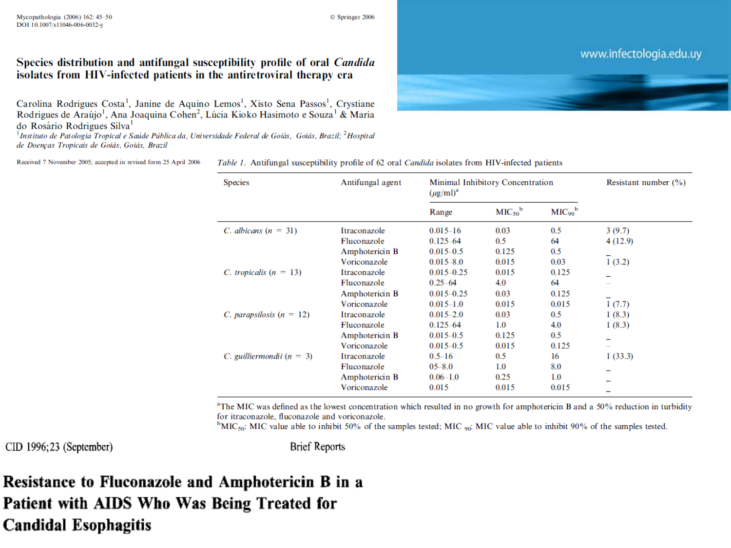Mycopathologia (2006) 162: 45–50
DOI 10.1007/s11046-006-0032-y

© Springer 2006

# Species distribution and antifungal susceptibility profile of oral *Candida* isolates from HIV-infected patients in the antiretroviral therapy era

Carolina Rodrigues Costa[1], Janine de Aquino Lemos[1], Xisto Sena Passos[1], Crystiane Rodrigues de Araújo[1], Ana Joaquina Cohen[2], Lúcia Kioko Hasimoto e Souza[1] & Maria do Rosário Rodrigues Silva[1]

[1]*Instituto de Patologia Tropical e Saúde Pública da, Universidade Federal de Goiás, Goiás, Brazil;* [2]*Hospital de Doenças Tropicais de Goiás, Goiás, Brazil*

Received 7 November 2005; accepted in revised form 25 April 2006

www.infectologia.edu.uy

*Table 1.* Antifungal susceptibility profile of 62 oral *Candida* isolates from HIV-infected patients

| Species | Antifungal agent | Minimal Inhibitory Concentration (μg/ml)[a] | | | Resistant number (%) |
|---|---|---|---|---|---|
| | | Range | $MIC_{50}$[b] | $MIC_{90}$[b] | |
| *C. albicans* (*n* = 31) | Itraconazole | 0.015–16 | 0.03 | 0.5 | 3 (9.7) |
| | Fluconazole | 0.125–64 | 0.5 | 64 | 4 (12.9) |
| | Amphotericin B | 0.015–0.5 | 0.125 | 0.5 | – |
| | Voriconazole | 0.015–8.0 | 0.015 | 0.03 | 1 (3.2) |
| *C. tropicalis* (*n* = 13) | Itraconazole | 0.015–0.25 | 0.015 | 0.125 | – |
| | Fluconazole | 0.25–64 | 4.0 | 64 | – |
| | Amphotericin B | 0.015–0.25 | 0.03 | 0.125 | – |
| | Voriconazole | 0.015–1.0 | 0.015 | 0.015 | 1 (7.7) |
| *C. parapsilosis* (*n* = 12) | Itraconazole | 0.015–2.0 | 0.03 | 0.5 | 1 (8.3) |
| | Fluconazole | 0.125–64 | 1.0 | 4.0 | 1 (8.3) |
| | Amphotericin B | 0.015–0.5 | 0.125 | 0.5 | – |
| | Voriconazole | 0.015–0.5 | 0.015 | 0.125 | – |
| *C. guilliermondii* (*n* = 3) | Itraconazole | 0.5–16 | 0.5 | 16 | 1 (33.3) |
| | Fluconazole | 05–8.0 | 1.0 | 8.0 | – |
| | Amphotericin B | 0.06–1.0 | 0.25 | 1.0 | – |
| | Voriconazole | 0.015 | 0.015 | 0.015 | – |

[a]The MIC was defined as the lowest concentration which resulted in no growth for amphotericin B and a 50% reduction in turbidity for itraconazole, fluconazole and voriconazole.
[b]$MIC_{50}$: MIC value able to inhibit 50% of the samples tested; $MIC_{90}$: MIC value able to inhibit 90% of the samples tested.

CID 1996;23 (September) Brief Reports

# Resistance to Fluconazole and Amphotericin B in a Patient with AIDS Who Was Being Treated for Candidal Esophagitis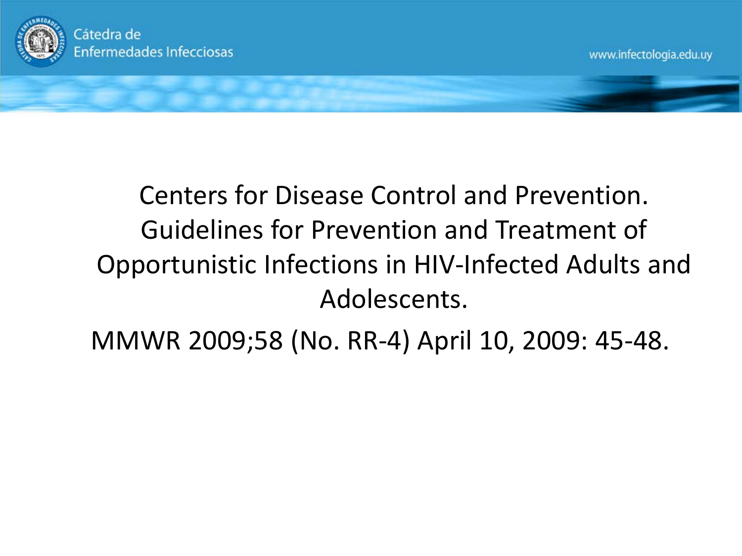Centers for Disease Control and Prevention. Guidelines for Prevention and Treatment of Opportunistic Infections in HIV-Infected Adults and Adolescents.

MMWR 2009;58 (No. RR-4) April 10, 2009: 45-48.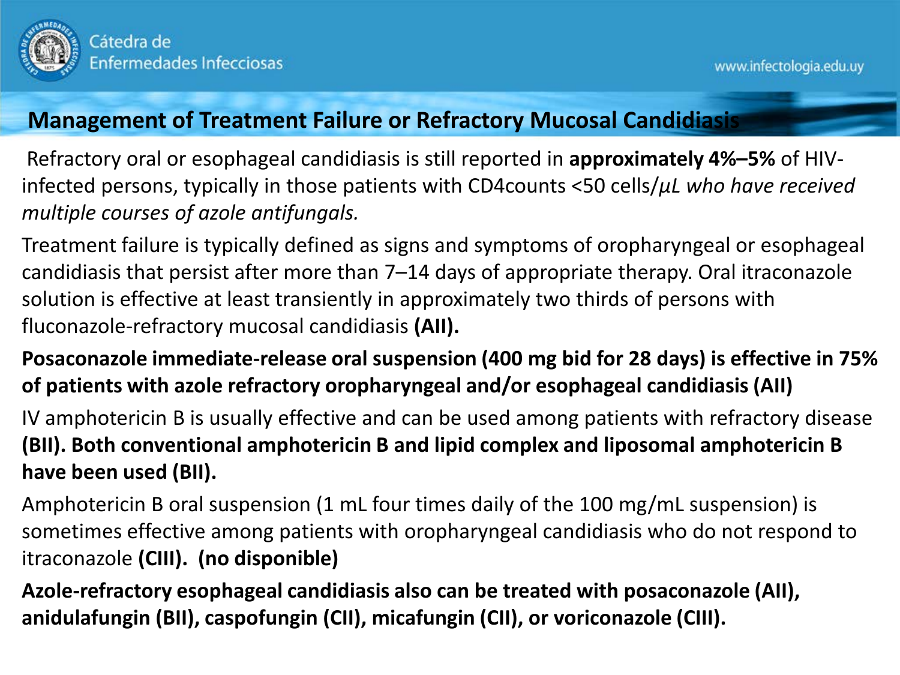## Management of Treatment Failure or Refractory Mucosal Candidiasis

Refractory oral or esophageal candidiasis is still reported in **approximately 4%–5%** of HIV-infected persons, typically in those patients with CD4counts <50 cells/*μL who have received multiple courses of azole antifungals.*

Treatment failure is typically defined as signs and symptoms of oropharyngeal or esophageal candidiasis that persist after more than 7–14 days of appropriate therapy. Oral itraconazole solution is effective at least transiently in approximately two thirds of persons with fluconazole-refractory mucosal candidiasis **(AII).**

**Posaconazole immediate-release oral suspension (400 mg bid for 28 days) is effective in 75% of patients with azole refractory oropharyngeal and/or esophageal candidiasis (AII)**

IV amphotericin B is usually effective and can be used among patients with refractory disease **(BII). Both conventional amphotericin B and lipid complex and liposomal amphotericin B have been used (BII).**

Amphotericin B oral suspension (1 mL four times daily of the 100 mg/mL suspension) is sometimes effective among patients with oropharyngeal candidiasis who do not respond to itraconazole **(CIII). (no disponible)**

**Azole-refractory esophageal candidiasis also can be treated with posaconazole (AII), anidulafungin (BII), caspofungin (CII), micafungin (CII), or voriconazole (CIII).**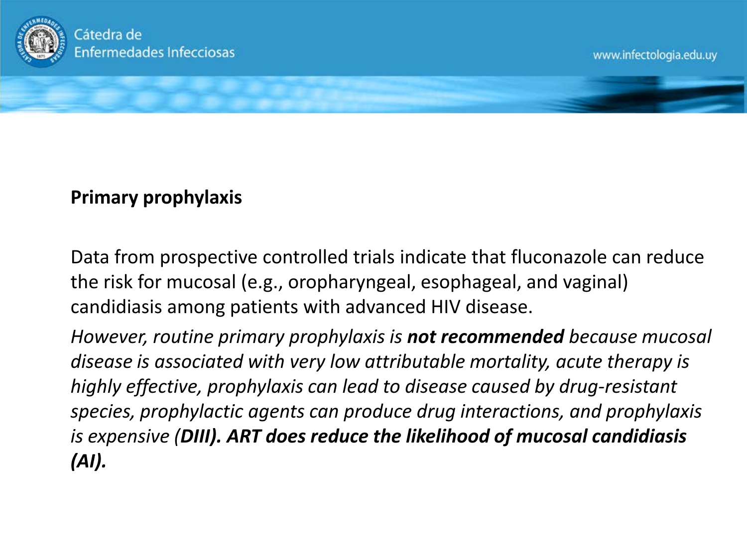**Primary prophylaxis**

Data from prospective controlled trials indicate that fluconazole can reduce the risk for mucosal (e.g., oropharyngeal, esophageal, and vaginal) candidiasis among patients with advanced HIV disease.

*However, routine primary prophylaxis is* ***not recommended*** *because mucosal disease is associated with very low attributable mortality, acute therapy is highly effective, prophylaxis can lead to disease caused by drug-resistant species, prophylactic agents can produce drug interactions, and prophylaxis is expensive (***DIII). ART does reduce the likelihood of mucosal candidiasis (AI).***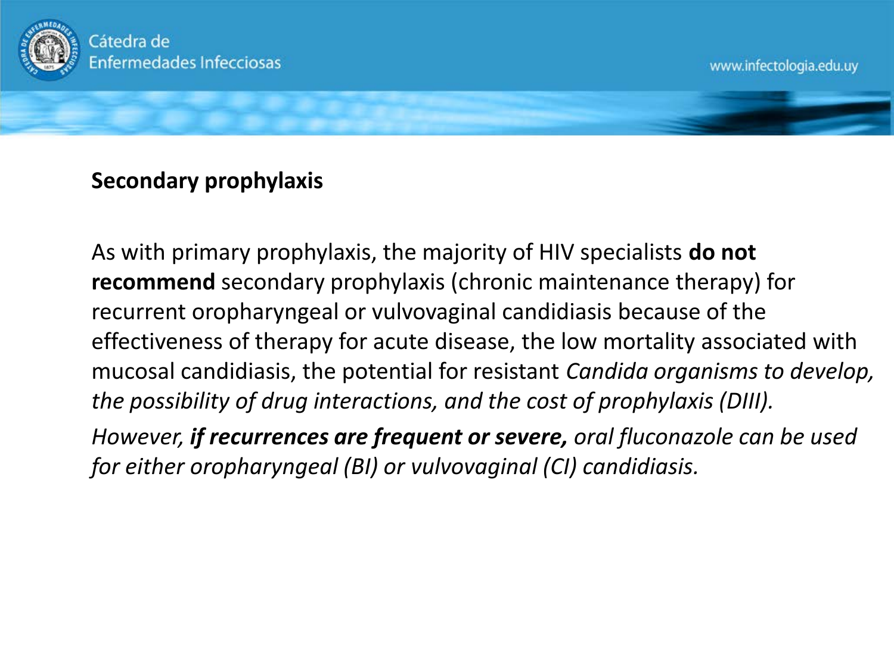## Secondary prophylaxis

As with primary prophylaxis, the majority of HIV specialists **do not recommend** secondary prophylaxis (chronic maintenance therapy) for recurrent oropharyngeal or vulvovaginal candidiasis because of the effectiveness of therapy for acute disease, the low mortality associated with mucosal candidiasis, the potential for resistant *Candida organisms to develop, the possibility of drug interactions, and the cost of prophylaxis (DIII).*

*However, **if recurrences are frequent or severe,** oral fluconazole can be used for either oropharyngeal (BI) or vulvovaginal (CI) candidiasis.*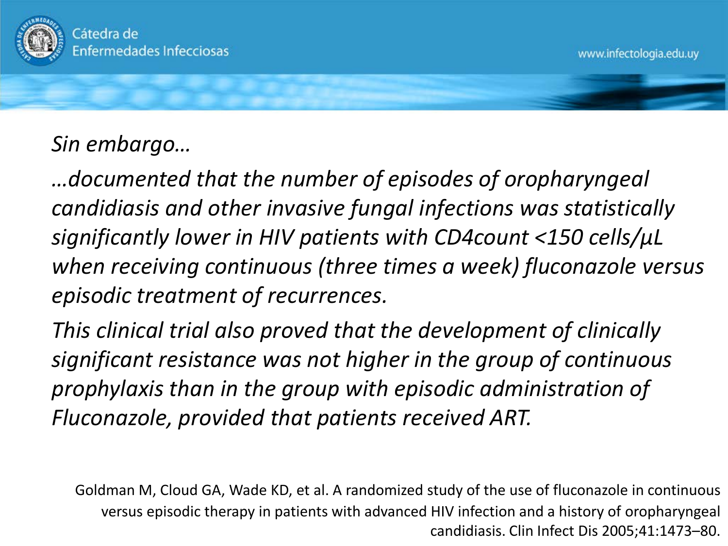*Sin embargo…*

*…documented that the number of episodes of oropharyngeal candidiasis and other invasive fungal infections was statistically significantly lower in HIV patients with CD4count <150 cells/µL when receiving continuous (three times a week) fluconazole versus episodic treatment of recurrences.*

*This clinical trial also proved that the development of clinically significant resistance was not higher in the group of continuous prophylaxis than in the group with episodic administration of Fluconazole, provided that patients received ART.*

Goldman M, Cloud GA, Wade KD, et al. A randomized study of the use of fluconazole in continuous versus episodic therapy in patients with advanced HIV infection and a history of oropharyngeal candidiasis. Clin Infect Dis 2005;41:1473–80.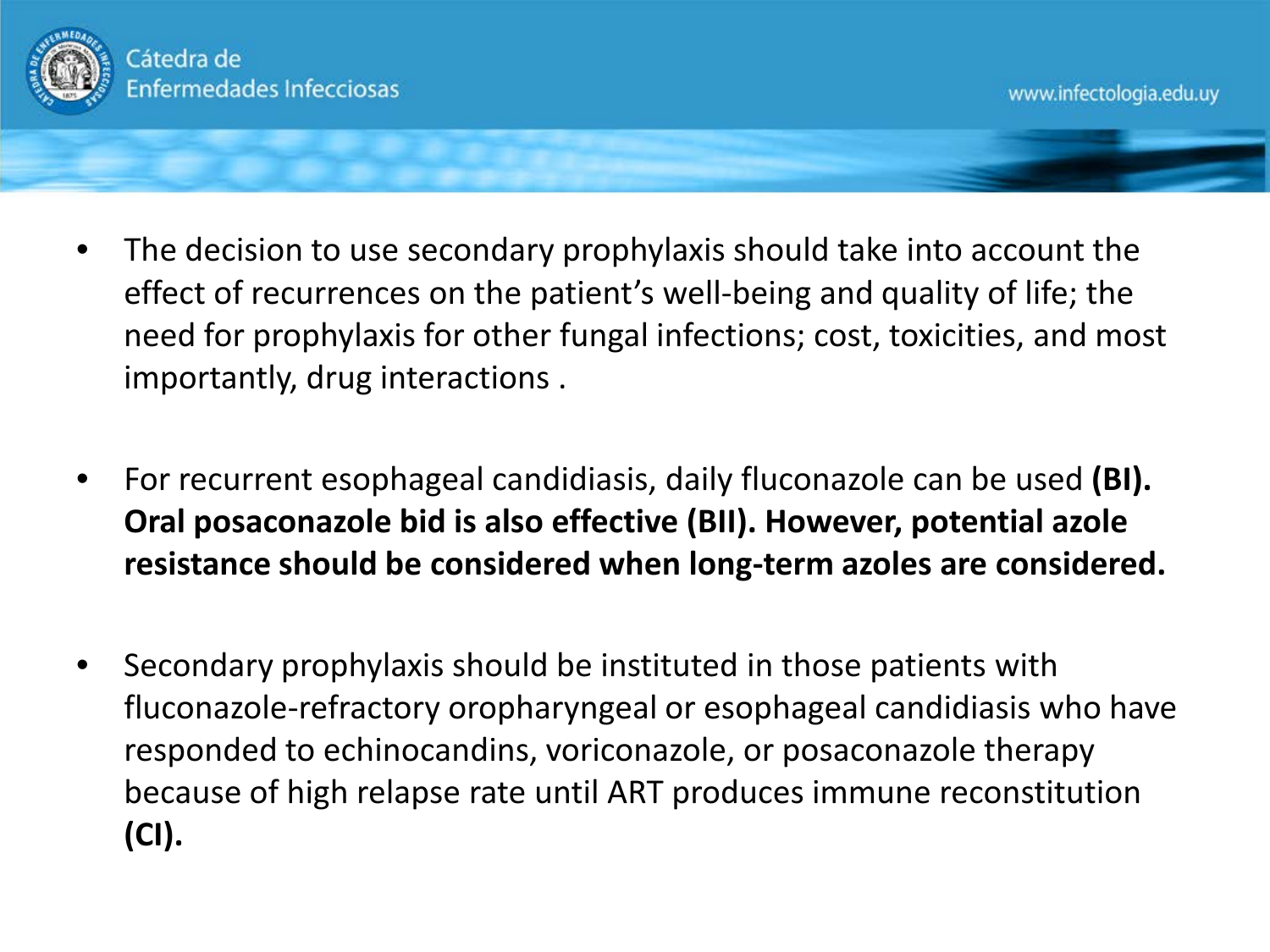- The decision to use secondary prophylaxis should take into account the effect of recurrences on the patient's well-being and quality of life; the need for prophylaxis for other fungal infections; cost, toxicities, and most importantly, drug interactions .

- For recurrent esophageal candidiasis, daily fluconazole can be used **(BI). Oral posaconazole bid is also effective (BII). However, potential azole resistance should be considered when long-term azoles are considered.**

- Secondary prophylaxis should be instituted in those patients with fluconazole-refractory oropharyngeal or esophageal candidiasis who have responded to echinocandins, voriconazole, or posaconazole therapy because of high relapse rate until ART produces immune reconstitution **(CI).**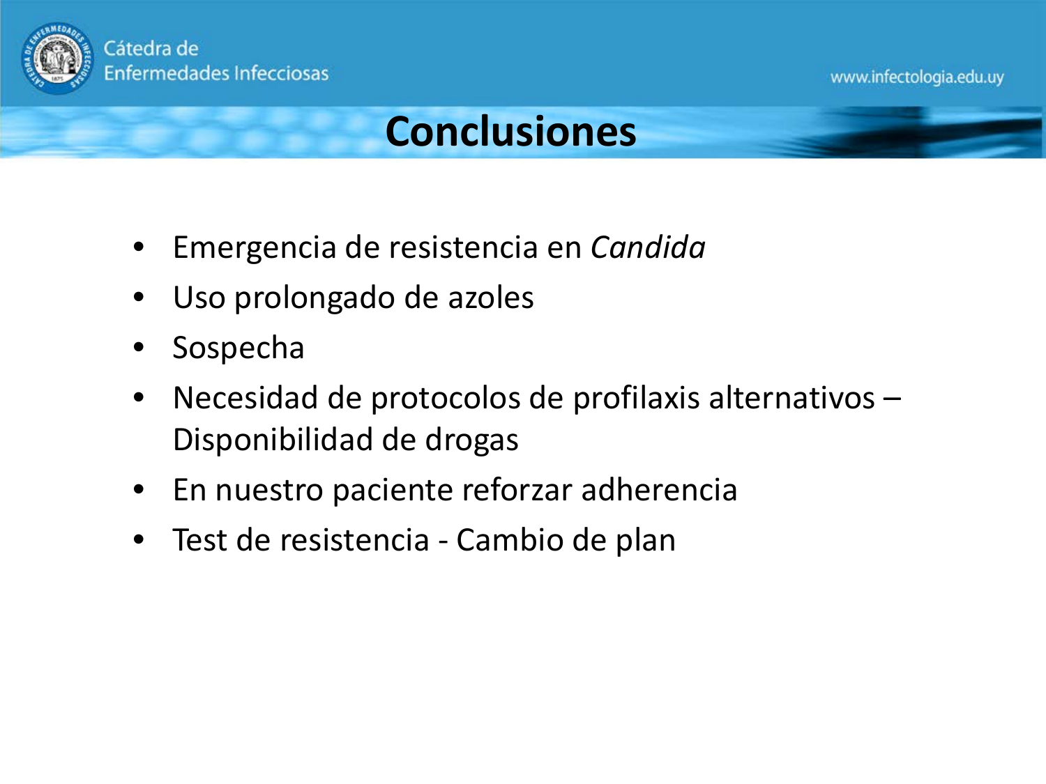# Conclusiones

- Emergencia de resistencia en *Candida*
- Uso prolongado de azoles
- Sospecha
- Necesidad de protocolos de profilaxis alternativos – Disponibilidad de drogas
- En nuestro paciente reforzar adherencia
- Test de resistencia - Cambio de plan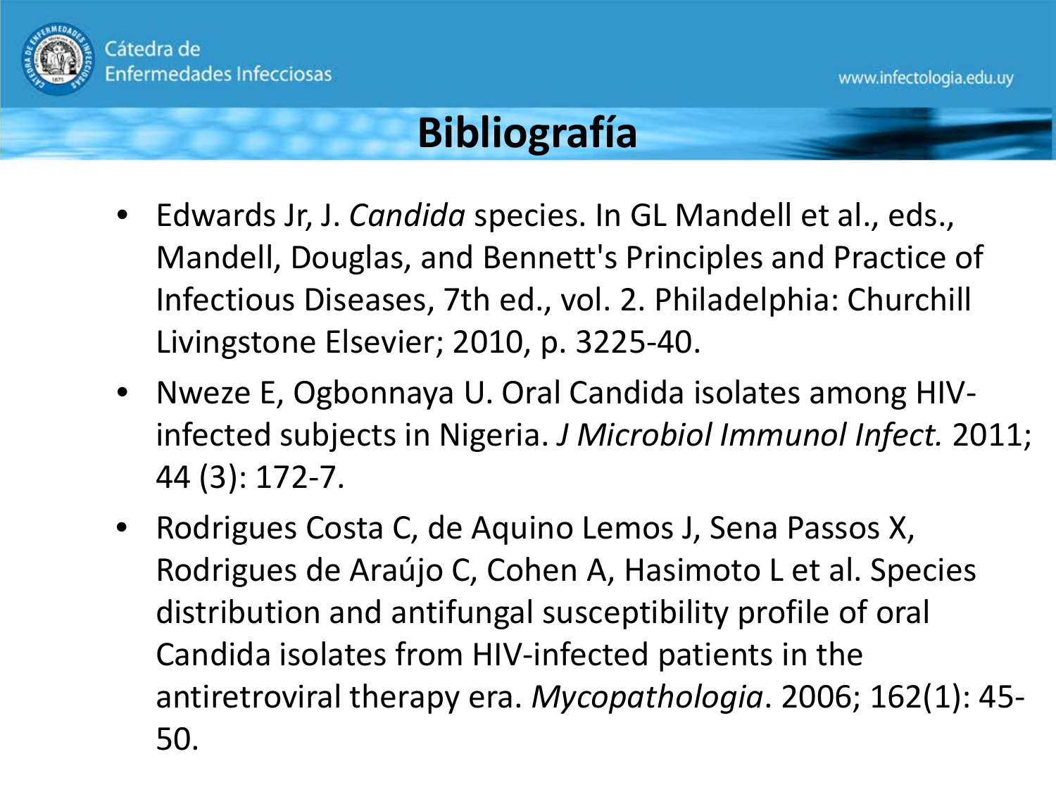# Bibliografía

- Edwards Jr, J. *Candida* species. In GL Mandell et al., eds., Mandell, Douglas, and Bennett's Principles and Practice of Infectious Diseases, 7th ed., vol. 2. Philadelphia: Churchill Livingstone Elsevier; 2010, p. 3225-40.
- Nweze E, Ogbonnaya U. Oral Candida isolates among HIV-infected subjects in Nigeria. *J Microbiol Immunol Infect.* 2011; 44 (3): 172-7.
- Rodrigues Costa C, de Aquino Lemos J, Sena Passos X, Rodrigues de Araújo C, Cohen A, Hasimoto L et al. Species distribution and antifungal susceptibility profile of oral Candida isolates from HIV-infected patients in the antiretroviral therapy era. *Mycopathologia*. 2006; 162(1): 45-50.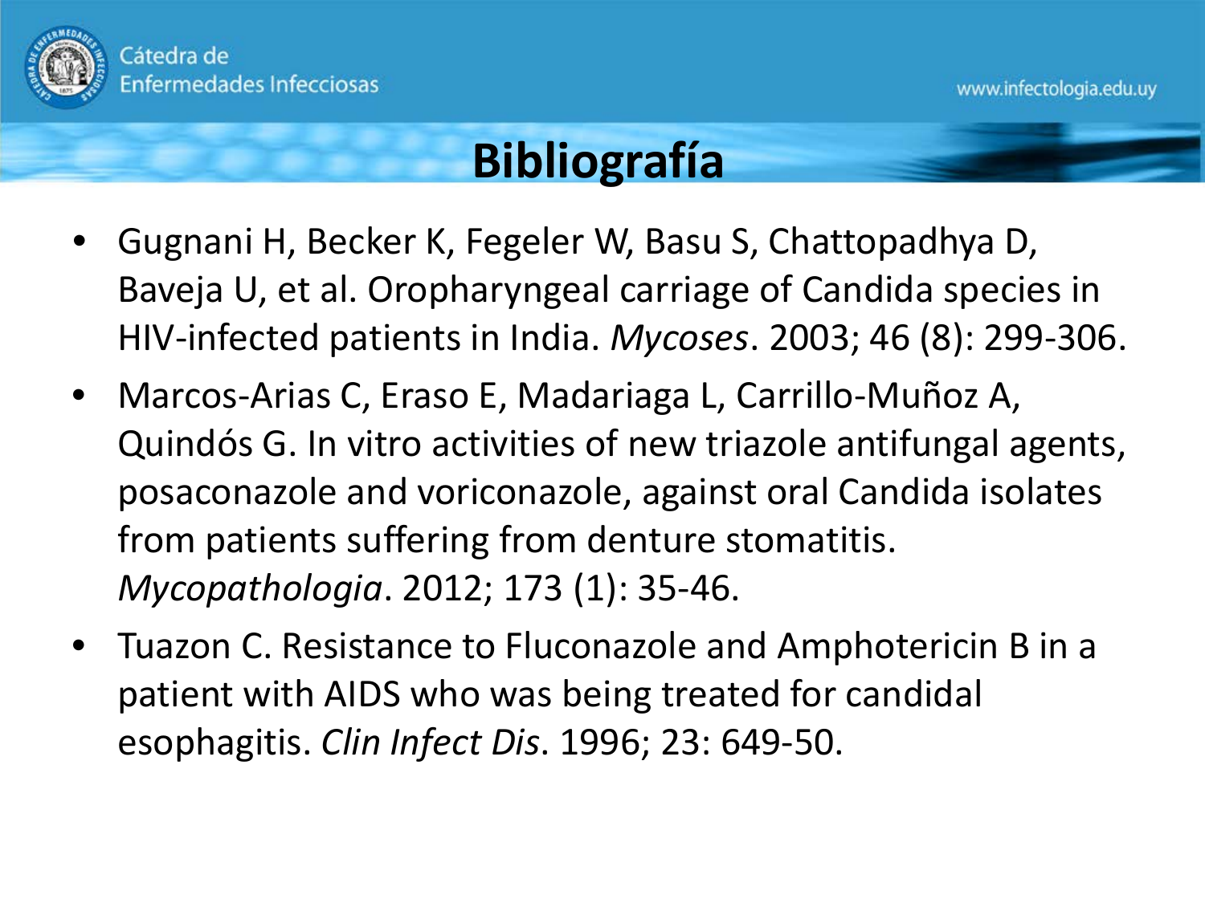# Bibliografía

- Gugnani H, Becker K, Fegeler W, Basu S, Chattopadhya D, Baveja U, et al. Oropharyngeal carriage of Candida species in HIV-infected patients in India. *Mycoses*. 2003; 46 (8): 299-306.
- Marcos-Arias C, Eraso E, Madariaga L, Carrillo-Muñoz A, Quindós G. In vitro activities of new triazole antifungal agents, posaconazole and voriconazole, against oral Candida isolates from patients suffering from denture stomatitis. *Mycopathologia*. 2012; 173 (1): 35-46.
- Tuazon C. Resistance to Fluconazole and Amphotericin B in a patient with AIDS who was being treated for candidal esophagitis. *Clin Infect Dis*. 1996; 23: 649-50.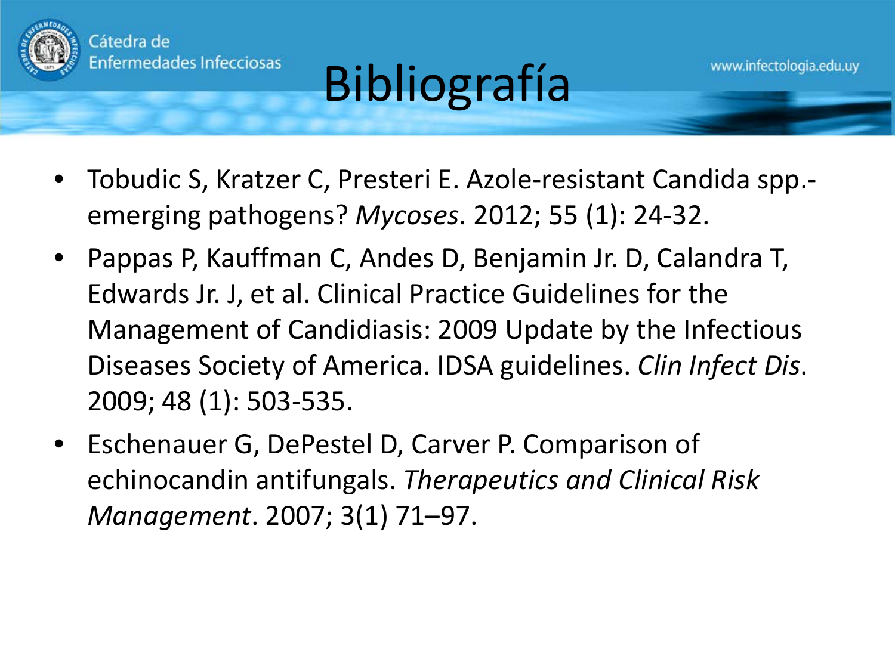# Bibliografía

- Tobudic S, Kratzer C, Presteri E. Azole-resistant Candida spp.-emerging pathogens? *Mycoses*. 2012; 55 (1): 24-32.
- Pappas P, Kauffman C, Andes D, Benjamin Jr. D, Calandra T, Edwards Jr. J, et al. Clinical Practice Guidelines for the Management of Candidiasis: 2009 Update by the Infectious Diseases Society of America. IDSA guidelines. *Clin Infect Dis*. 2009; 48 (1): 503-535.
- Eschenauer G, DePestel D, Carver P. Comparison of echinocandin antifungals. *Therapeutics and Clinical Risk Management*. 2007; 3(1) 71–97.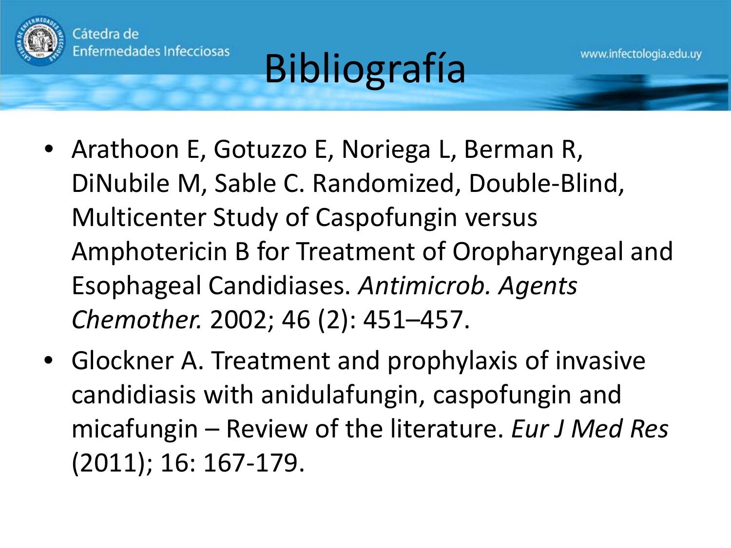# Bibliografía

- Arathoon E, Gotuzzo E, Noriega L, Berman R, DiNubile M, Sable C. Randomized, Double-Blind, Multicenter Study of Caspofungin versus Amphotericin B for Treatment of Oropharyngeal and Esophageal Candidiases. *Antimicrob. Agents Chemother.* 2002; 46 (2): 451–457.
- Glockner A. Treatment and prophylaxis of invasive candidiasis with anidulafungin, caspofungin and micafungin – Review of the literature. *Eur J Med Res* (2011); 16: 167-179.